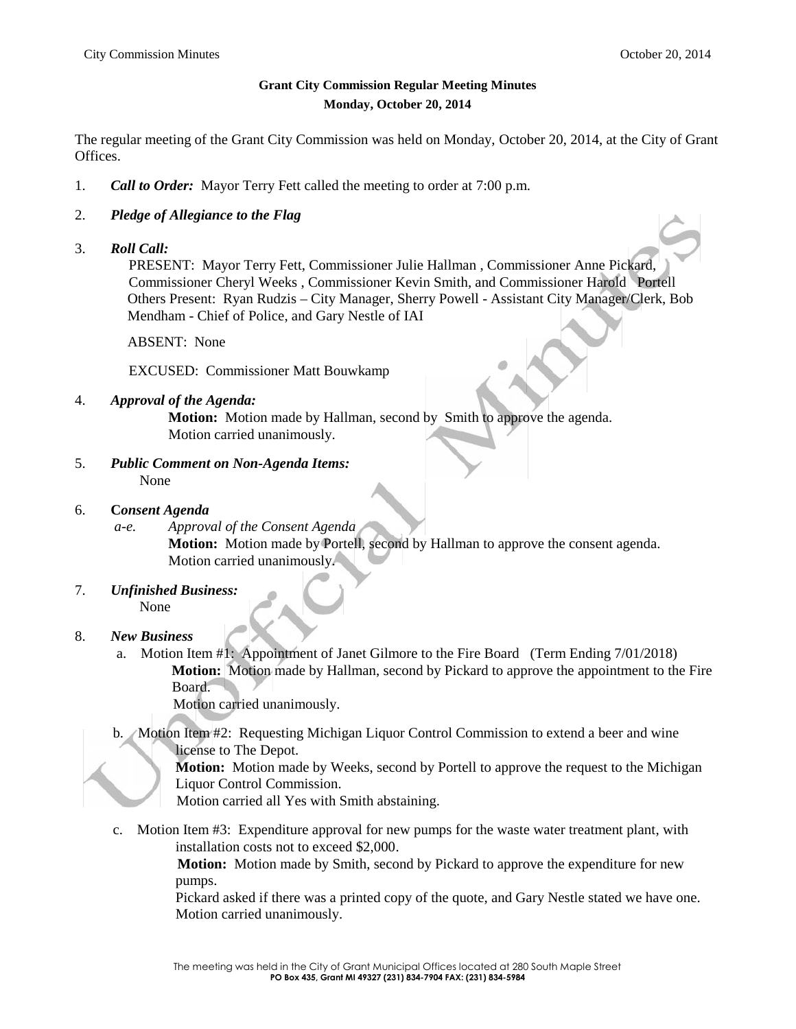**Grant City Commission Regular Meeting Minutes**
**Monday, October 20, 2014**

The regular meeting of the Grant City Commission was held on Monday, October 20, 2014, at the City of Grant Offices.

1. ***Call to Order:*** Mayor Terry Fett called the meeting to order at 7:00 p.m.

2. ***Pledge of Allegiance to the Flag***

3. ***Roll Call:***
   PRESENT: Mayor Terry Fett, Commissioner Julie Hallman , Commissioner Anne Pickard, Commissioner Cheryl Weeks , Commissioner Kevin Smith, and Commissioner Harold Portell
   Others Present: Ryan Rudzis – City Manager, Sherry Powell - Assistant City Manager/Clerk, Bob Mendham - Chief of Police, and Gary Nestle of IAI

   ABSENT: None

   EXCUSED: Commissioner Matt Bouwkamp

4. ***Approval of the Agenda:***
   **Motion:** Motion made by Hallman, second by Smith to approve the agenda.
   Motion carried unanimously.

5. ***Public Comment on Non-Agenda Items:***
   None

6. **C*onsent Agenda***
   *a-e.* *Approval of the Consent Agenda*
   **Motion:** Motion made by Portell, second by Hallman to approve the consent agenda.
   Motion carried unanimously.

7. ***Unfinished Business:***
   None

8. ***New Business***
   a. Motion Item #1: Appointment of Janet Gilmore to the Fire Board (Term Ending 7/01/2018)
      **Motion:** Motion made by Hallman, second by Pickard to approve the appointment to the Fire Board.
      Motion carried unanimously.

   b. Motion Item #2: Requesting Michigan Liquor Control Commission to extend a beer and wine license to The Depot.
      **Motion:** Motion made by Weeks, second by Portell to approve the request to the Michigan Liquor Control Commission.
      Motion carried all Yes with Smith abstaining.

   c. Motion Item #3: Expenditure approval for new pumps for the waste water treatment plant, with installation costs not to exceed $2,000.
      **Motion:** Motion made by Smith, second by Pickard to approve the expenditure for new pumps.
      Pickard asked if there was a printed copy of the quote, and Gary Nestle stated we have one.
      Motion carried unanimously.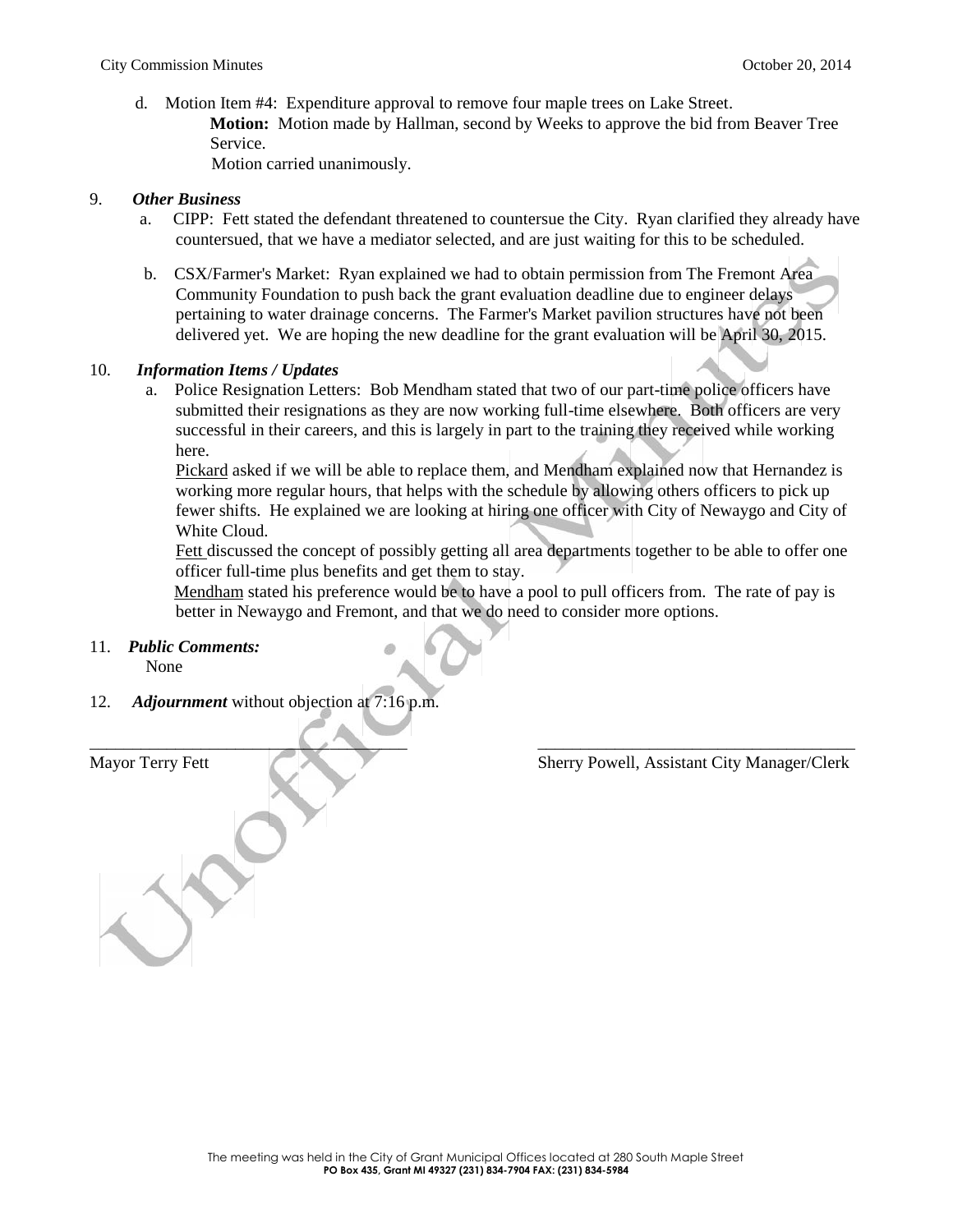d. Motion Item #4: Expenditure approval to remove four maple trees on Lake Street.
   **Motion:** Motion made by Hallman, second by Weeks to approve the bid from Beaver Tree Service.
   Motion carried unanimously.

9. ***Other Business***
   a. CIPP: Fett stated the defendant threatened to countersue the City. Ryan clarified they already have countersued, that we have a mediator selected, and are just waiting for this to be scheduled.

   b. CSX/Farmer's Market: Ryan explained we had to obtain permission from The Fremont Area Community Foundation to push back the grant evaluation deadline due to engineer delays pertaining to water drainage concerns. The Farmer's Market pavilion structures have not been delivered yet. We are hoping the new deadline for the grant evaluation will be April 30, 2015.

10. ***Information Items / Updates***
   a. Police Resignation Letters: Bob Mendham stated that two of our part-time police officers have submitted their resignations as they are now working full-time elsewhere. Both officers are very successful in their careers, and this is largely in part to the training they received while working here.
   Pickard asked if we will be able to replace them, and Mendham explained now that Hernandez is working more regular hours, that helps with the schedule by allowing others officers to pick up fewer shifts. He explained we are looking at hiring one officer with City of Newaygo and City of White Cloud.
   Fett discussed the concept of possibly getting all area departments together to be able to offer one officer full-time plus benefits and get them to stay.
   Mendham stated his preference would be to have a pool to pull officers from. The rate of pay is better in Newaygo and Fremont, and that we do need to consider more options.

11. ***Public Comments:***
   None

12. ***Adjournment*** without objection at 7:16 p.m.

\_\_\_\_\_\_\_\_\_\_\_\_\_\_\_\_\_\_\_\_\_\_\_\_\_\_\_\_\_\_\_\_\_\_\_\_
Mayor Terry Fett

\_\_\_\_\_\_\_\_\_\_\_\_\_\_\_\_\_\_\_\_\_\_\_\_\_\_\_\_\_\_\_\_\_\_\_\_
Sherry Powell, Assistant City Manager/Clerk

The meeting was held in the City of Grant Municipal Offices located at 280 South Maple Street
**PO Box 435, Grant MI 49327 (231) 834-7904 FAX: (231) 834-5984**